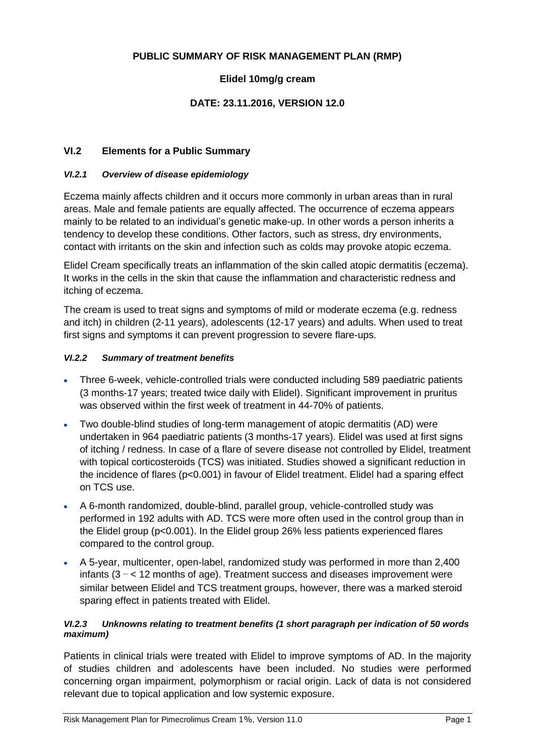**PUBLIC SUMMARY OF RISK MANAGEMENT PLAN (RMP)**

**Elidel 10mg/g cream**

**DATE: 23.11.2016, VERSION 12.0**

## VI.2 Elements for a Public Summary

### *VI.2.1 Overview of disease epidemiology*

Eczema mainly affects children and it occurs more commonly in urban areas than in rural areas. Male and female patients are equally affected. The occurrence of eczema appears mainly to be related to an individual's genetic make-up. In other words a person inherits a tendency to develop these conditions. Other factors, such as stress, dry environments, contact with irritants on the skin and infection such as colds may provoke atopic eczema.

Elidel Cream specifically treats an inflammation of the skin called atopic dermatitis (eczema). It works in the cells in the skin that cause the inflammation and characteristic redness and itching of eczema.

The cream is used to treat signs and symptoms of mild or moderate eczema (e.g. redness and itch) in children (2-11 years), adolescents (12-17 years) and adults. When used to treat first signs and symptoms it can prevent progression to severe flare-ups.

### *VI.2.2 Summary of treatment benefits*

- Three 6-week, vehicle-controlled trials were conducted including 589 paediatric patients (3 months-17 years; treated twice daily with Elidel). Significant improvement in pruritus was observed within the first week of treatment in 44-70% of patients.
- Two double-blind studies of long-term management of atopic dermatitis (AD) were undertaken in 964 paediatric patients (3 months-17 years). Elidel was used at first signs of itching / redness. In case of a flare of severe disease not controlled by Elidel, treatment with topical corticosteroids (TCS) was initiated. Studies showed a significant reduction in the incidence of flares ($p<0.001$) in favour of Elidel treatment. Elidel had a sparing effect on TCS use.
- A 6-month randomized, double-blind, parallel group, vehicle-controlled study was performed in 192 adults with AD. TCS were more often used in the control group than in the Elidel group ($p<0.001$). In the Elidel group 26% less patients experienced flares compared to the control group.
- A 5-year, multicenter, open-label, randomized study was performed in more than 2,400 infants (3 – < 12 months of age). Treatment success and diseases improvement were similar between Elidel and TCS treatment groups, however, there was a marked steroid sparing effect in patients treated with Elidel.

### *VI.2.3 Unknowns relating to treatment benefits (1 short paragraph per indication of 50 words maximum)*

Patients in clinical trials were treated with Elidel to improve symptoms of AD. In the majority of studies children and adolescents have been included. No studies were performed concerning organ impairment, polymorphism or racial origin. Lack of data is not considered relevant due to topical application and low systemic exposure.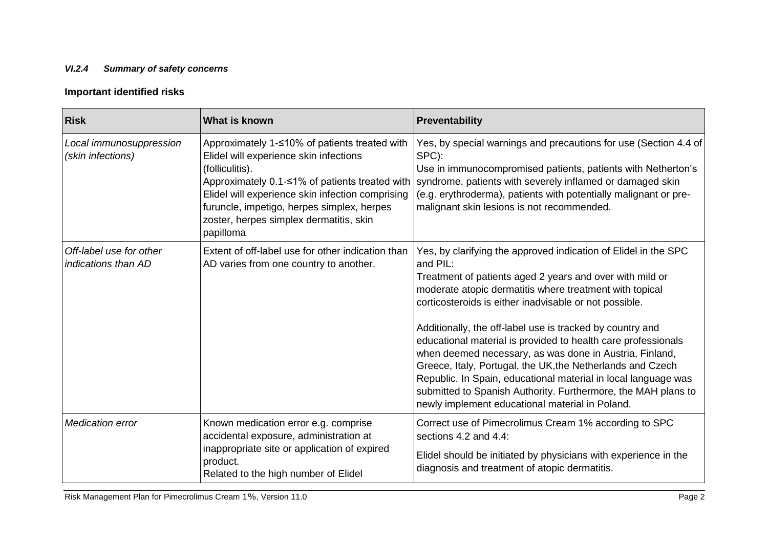#### *VI.2.4 Summary of safety concerns*

**Important identified risks**

| Risk | What is known | Preventability |
|---|---|---|
| *Local immunosuppression (skin infections)* | Approximately 1-≤10% of patients treated with Elidel will experience skin infections (folliculitis).<br>Approximately 0.1-≤1% of patients treated with Elidel will experience skin infection comprising furuncle, impetigo, herpes simplex, herpes zoster, herpes simplex dermatitis, skin papilloma | Yes, by special warnings and precautions for use (Section 4.4 of SPC):<br>Use in immunocompromised patients, patients with Netherton's syndrome, patients with severely inflamed or damaged skin (e.g. erythroderma), patients with potentially malignant or pre-malignant skin lesions is not recommended. |
| *Off-label use for other indications than AD* | Extent of off-label use for other indication than AD varies from one country to another. | Yes, by clarifying the approved indication of Elidel in the SPC and PIL:<br>Treatment of patients aged 2 years and over with mild or moderate atopic dermatitis where treatment with topical corticosteroids is either inadvisable or not possible.<br><br>Additionally, the off-label use is tracked by country and educational material is provided to health care professionals when deemed necessary, as was done in Austria, Finland, Greece, Italy, Portugal, the UK,the Netherlands and Czech Republic. In Spain, educational material in local language was submitted to Spanish Authority. Furthermore, the MAH plans to newly implement educational material in Poland. |
| *Medication error* | Known medication error e.g. comprise accidental exposure, administration at inappropriate site or application of expired product.<br>Related to the high number of Elidel | Correct use of Pimecrolimus Cream 1% according to SPC sections 4.2 and 4.4:<br>Elidel should be initiated by physicians with experience in the diagnosis and treatment of atopic dermatitis. |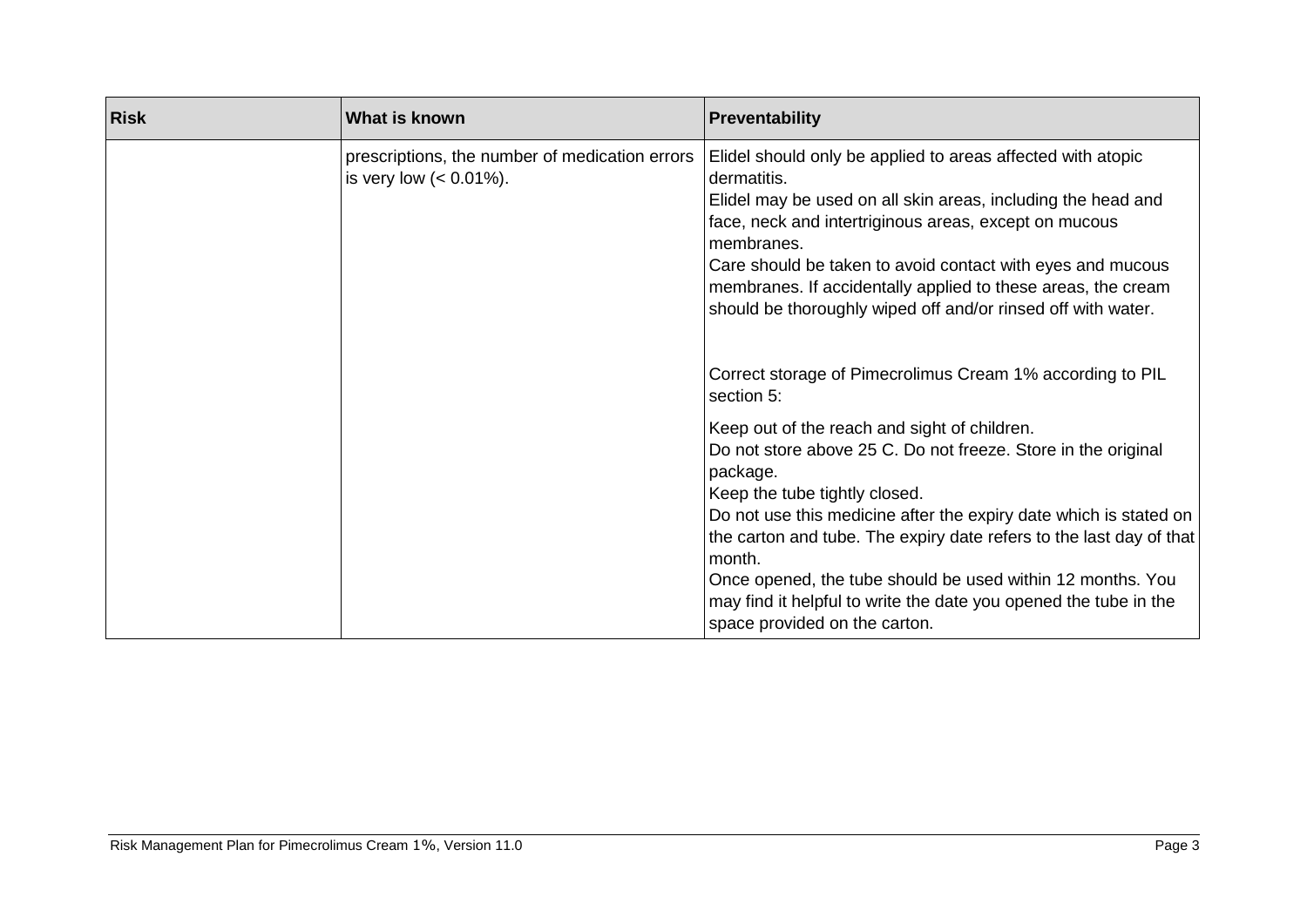| Risk | What is known | Preventability |
| --- | --- | --- |
| | prescriptions, the number of medication errors is very low (< 0.01%). | Elidel should only be applied to areas affected with atopic dermatitis.<br>Elidel may be used on all skin areas, including the head and face, neck and intertriginous areas, except on mucous membranes.<br>Care should be taken to avoid contact with eyes and mucous membranes. If accidentally applied to these areas, the cream should be thoroughly wiped off and/or rinsed off with water.<br><br>Correct storage of Pimecrolimus Cream 1% according to PIL section 5:<br><br>Keep out of the reach and sight of children.<br>Do not store above 25 C. Do not freeze. Store in the original package.<br>Keep the tube tightly closed.<br>Do not use this medicine after the expiry date which is stated on the carton and tube. The expiry date refers to the last day of that month.<br>Once opened, the tube should be used within 12 months. You may find it helpful to write the date you opened the tube in the space provided on the carton. |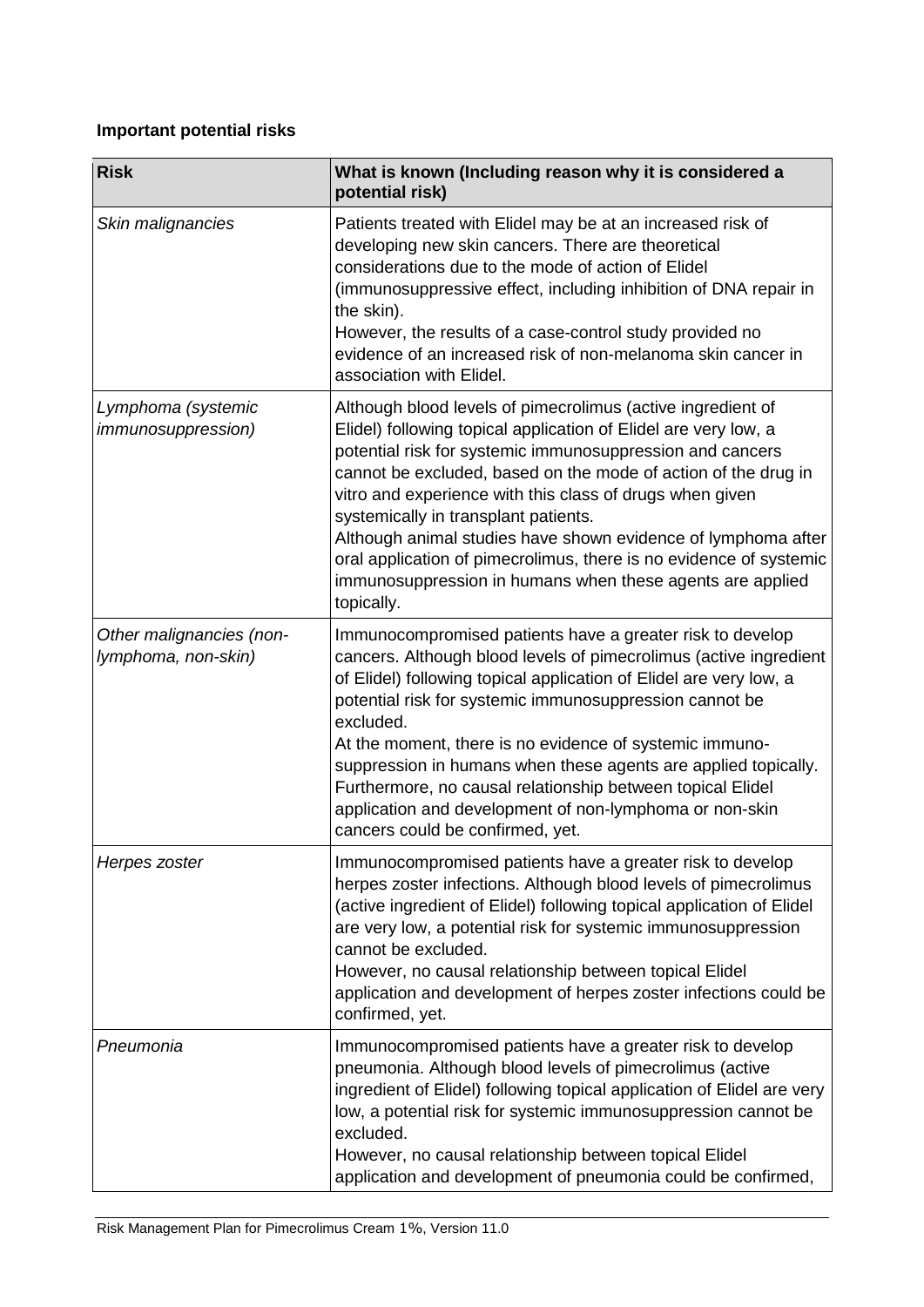**Important potential risks**

| Risk | What is known (Including reason why it is considered a potential risk) |
|---|---|
| *Skin malignancies* | Patients treated with Elidel may be at an increased risk of developing new skin cancers. There are theoretical considerations due to the mode of action of Elidel (immunosuppressive effect, including inhibition of DNA repair in the skin).<br>However, the results of a case-control study provided no evidence of an increased risk of non-melanoma skin cancer in association with Elidel. |
| *Lymphoma (systemic immunosuppression)* | Although blood levels of pimecrolimus (active ingredient of Elidel) following topical application of Elidel are very low, a potential risk for systemic immunosuppression and cancers cannot be excluded, based on the mode of action of the drug in vitro and experience with this class of drugs when given systemically in transplant patients.<br>Although animal studies have shown evidence of lymphoma after oral application of pimecrolimus, there is no evidence of systemic immunosuppression in humans when these agents are applied topically. |
| *Other malignancies (non-lymphoma, non-skin)* | Immunocompromised patients have a greater risk to develop cancers. Although blood levels of pimecrolimus (active ingredient of Elidel) following topical application of Elidel are very low, a potential risk for systemic immunosuppression cannot be excluded.<br>At the moment, there is no evidence of systemic immuno-suppression in humans when these agents are applied topically. Furthermore, no causal relationship between topical Elidel application and development of non-lymphoma or non-skin cancers could be confirmed, yet. |
| *Herpes zoster* | Immunocompromised patients have a greater risk to develop herpes zoster infections. Although blood levels of pimecrolimus (active ingredient of Elidel) following topical application of Elidel are very low, a potential risk for systemic immunosuppression cannot be excluded.<br>However, no causal relationship between topical Elidel application and development of herpes zoster infections could be confirmed, yet. |
| *Pneumonia* | Immunocompromised patients have a greater risk to develop pneumonia. Although blood levels of pimecrolimus (active ingredient of Elidel) following topical application of Elidel are very low, a potential risk for systemic immunosuppression cannot be excluded.<br>However, no causal relationship between topical Elidel application and development of pneumonia could be confirmed, |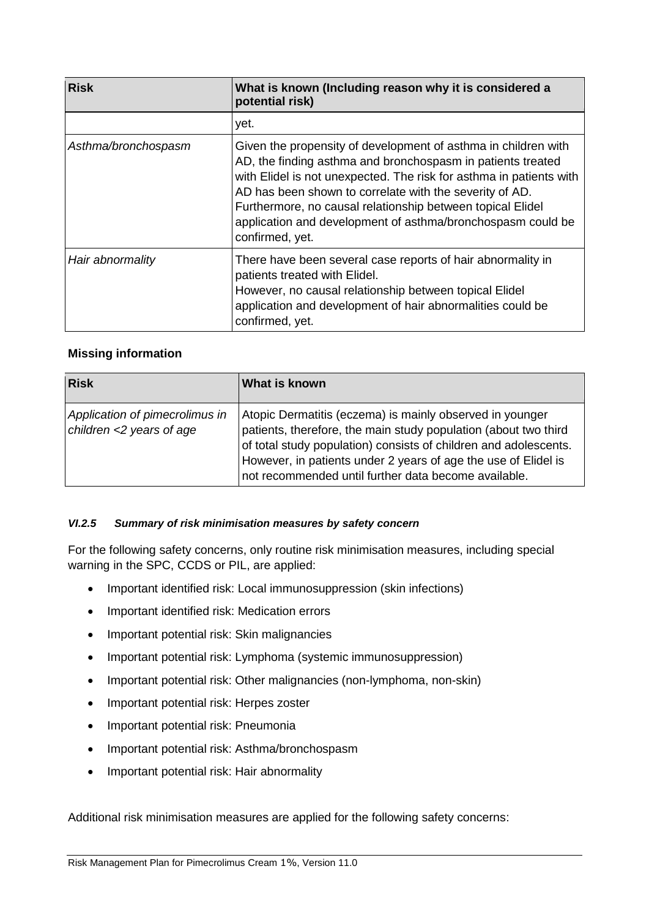| Risk | What is known (Including reason why it is considered a potential risk) |
|---|---|
| | yet. |
| *Asthma/bronchospasm* | Given the propensity of development of asthma in children with AD, the finding asthma and bronchospasm in patients treated with Elidel is not unexpected. The risk for asthma in patients with AD has been shown to correlate with the severity of AD. Furthermore, no causal relationship between topical Elidel application and development of asthma/bronchospasm could be confirmed, yet. |
| *Hair abnormality* | There have been several case reports of hair abnormality in patients treated with Elidel. However, no causal relationship between topical Elidel application and development of hair abnormalities could be confirmed, yet. |

**Missing information**

| Risk | What is known |
|---|---|
| *Application of pimecrolimus in children <2 years of age* | Atopic Dermatitis (eczema) is mainly observed in younger patients, therefore, the main study population (about two third of total study population) consists of children and adolescents. However, in patients under 2 years of age the use of Elidel is not recommended until further data become available. |

#### *VI.2.5 Summary of risk minimisation measures by safety concern*

For the following safety concerns, only routine risk minimisation measures, including special warning in the SPC, CCDS or PIL, are applied:

- Important identified risk: Local immunosuppression (skin infections)
- Important identified risk: Medication errors
- Important potential risk: Skin malignancies
- Important potential risk: Lymphoma (systemic immunosuppression)
- Important potential risk: Other malignancies (non-lymphoma, non-skin)
- Important potential risk: Herpes zoster
- Important potential risk: Pneumonia
- Important potential risk: Asthma/bronchospasm
- Important potential risk: Hair abnormality

Additional risk minimisation measures are applied for the following safety concerns: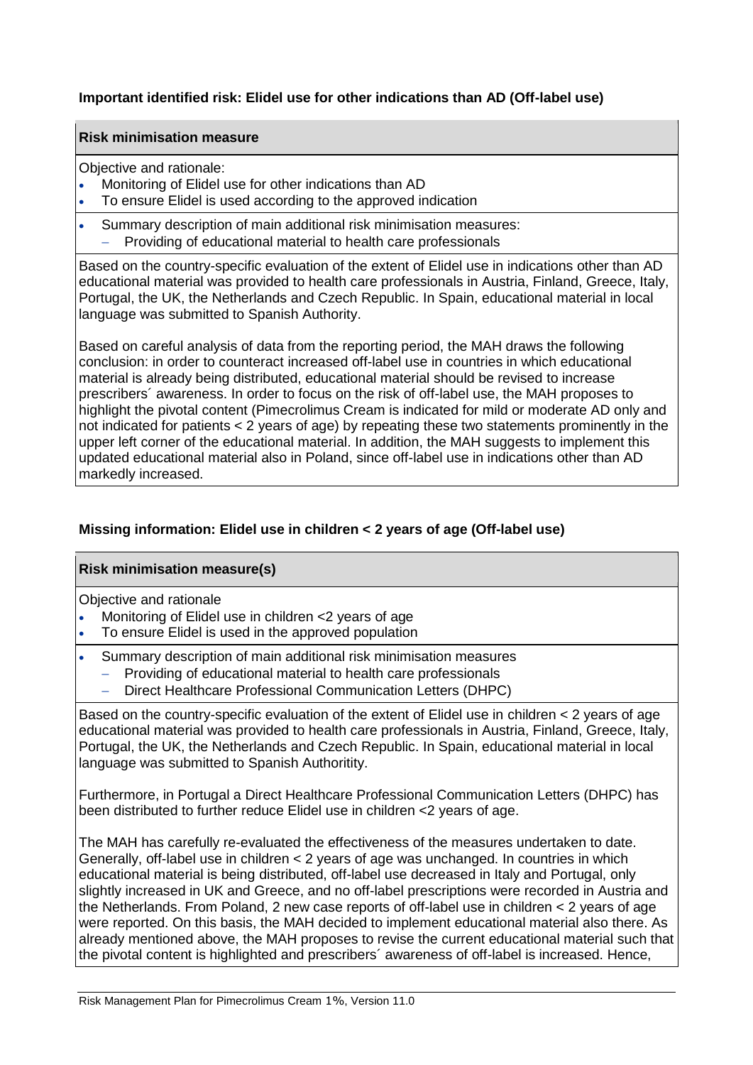**Important identified risk: Elidel use for other indications than AD (Off-label use)**

| **Risk minimisation measure** |
|---|
| Objective and rationale:<br>• Monitoring of Elidel use for other indications than AD<br>• To ensure Elidel is used according to the approved indication |
| • Summary description of main additional risk minimisation measures:<br>  – Providing of educational material to health care professionals |
| Based on the country-specific evaluation of the extent of Elidel use in indications other than AD educational material was provided to health care professionals in Austria, Finland, Greece, Italy, Portugal, the UK, the Netherlands and Czech Republic. In Spain, educational material in local language was submitted to Spanish Authority.<br><br>Based on careful analysis of data from the reporting period, the MAH draws the following conclusion: in order to counteract increased off-label use in countries in which educational material is already being distributed, educational material should be revised to increase prescribers´ awareness. In order to focus on the risk of off-label use, the MAH proposes to highlight the pivotal content (Pimecrolimus Cream is indicated for mild or moderate AD only and not indicated for patients < 2 years of age) by repeating these two statements prominently in the upper left corner of the educational material. In addition, the MAH suggests to implement this updated educational material also in Poland, since off-label use in indications other than AD markedly increased. |

**Missing information: Elidel use in children < 2 years of age (Off-label use)**

| **Risk minimisation measure(s)** |
|---|
| Objective and rationale<br>• Monitoring of Elidel use in children <2 years of age<br>• To ensure Elidel is used in the approved population |
| • Summary description of main additional risk minimisation measures<br>  – Providing of educational material to health care professionals<br>  – Direct Healthcare Professional Communication Letters (DHPC) |
| Based on the country-specific evaluation of the extent of Elidel use in children < 2 years of age educational material was provided to health care professionals in Austria, Finland, Greece, Italy, Portugal, the UK, the Netherlands and Czech Republic. In Spain, educational material in local language was submitted to Spanish Authoritity.<br><br>Furthermore, in Portugal a Direct Healthcare Professional Communication Letters (DHPC) has been distributed to further reduce Elidel use in children <2 years of age.<br><br>The MAH has carefully re-evaluated the effectiveness of the measures undertaken to date. Generally, off-label use in children < 2 years of age was unchanged. In countries in which educational material is being distributed, off-label use decreased in Italy and Portugal, only slightly increased in UK and Greece, and no off-label prescriptions were recorded in Austria and the Netherlands. From Poland, 2 new case reports of off-label use in children < 2 years of age were reported. On this basis, the MAH decided to implement educational material also there. As already mentioned above, the MAH proposes to revise the current educational material such that the pivotal content is highlighted and prescribers´ awareness of off-label is increased. Hence, |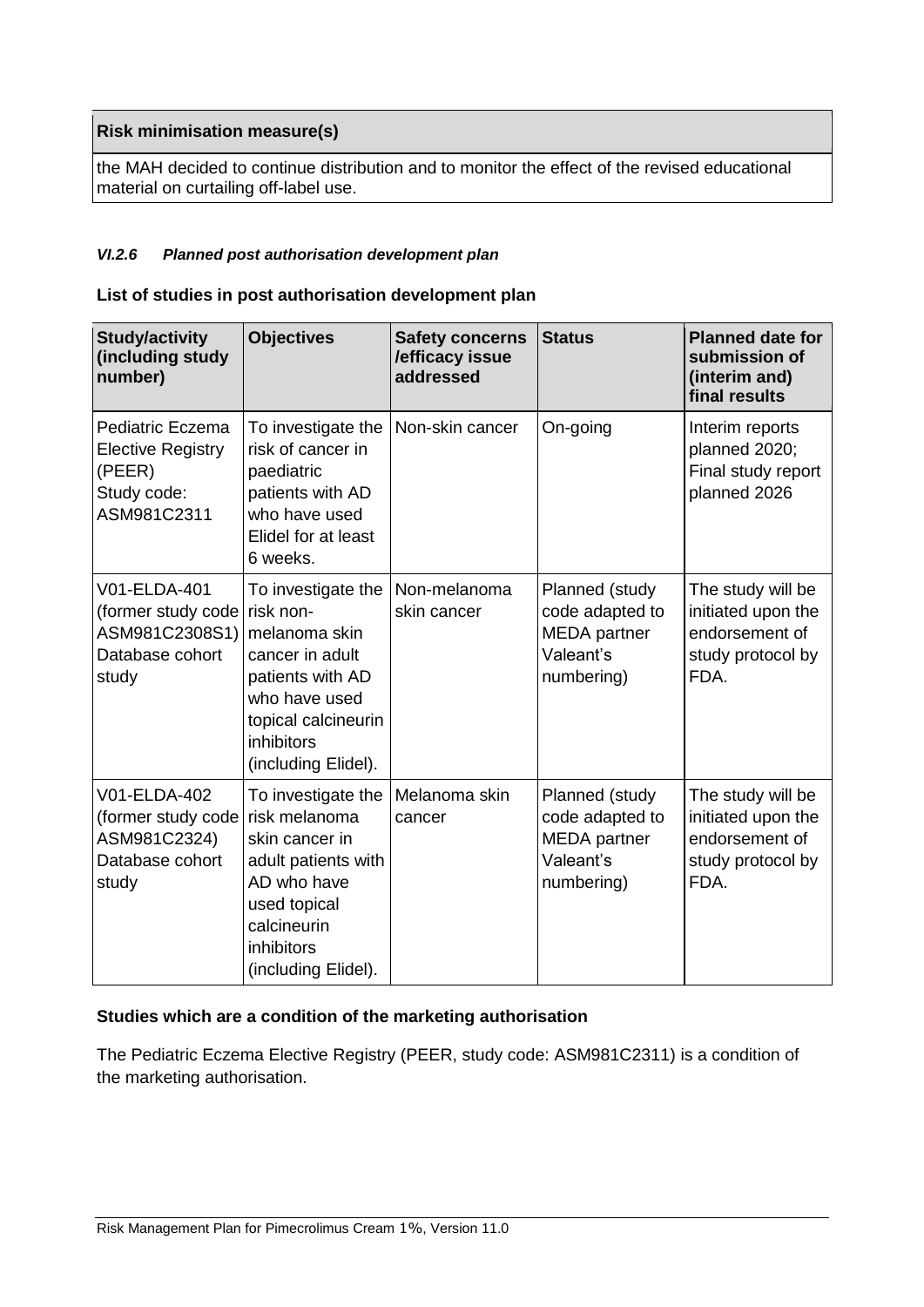| Risk minimisation measure(s) |
|---|
| the MAH decided to continue distribution and to monitor the effect of the revised educational material on curtailing off-label use. |

#### *VI.2.6 Planned post authorisation development plan*

**List of studies in post authorisation development plan**

| Study/activity (including study number) | Objectives | Safety concerns /efficacy issue addressed | Status | Planned date for submission of (interim and) final results |
|---|---|---|---|---|
| Pediatric Eczema Elective Registry (PEER) Study code: ASM981C2311 | To investigate the risk of cancer in paediatric patients with AD who have used Elidel for at least 6 weeks. | Non-skin cancer | On-going | Interim reports planned 2020; Final study report planned 2026 |
| V01-ELDA-401 (former study code ASM981C2308S1) Database cohort study | To investigate the risk non-melanoma skin cancer in adult patients with AD who have used topical calcineurin inhibitors (including Elidel). | Non-melanoma skin cancer | Planned (study code adapted to MEDA partner Valeant's numbering) | The study will be initiated upon the endorsement of study protocol by FDA. |
| V01-ELDA-402 (former study code ASM981C2324) Database cohort study | To investigate the risk melanoma skin cancer in adult patients with AD who have used topical calcineurin inhibitors (including Elidel). | Melanoma skin cancer | Planned (study code adapted to MEDA partner Valeant's numbering) | The study will be initiated upon the endorsement of study protocol by FDA. |

**Studies which are a condition of the marketing authorisation**

The Pediatric Eczema Elective Registry (PEER, study code: ASM981C2311) is a condition of the marketing authorisation.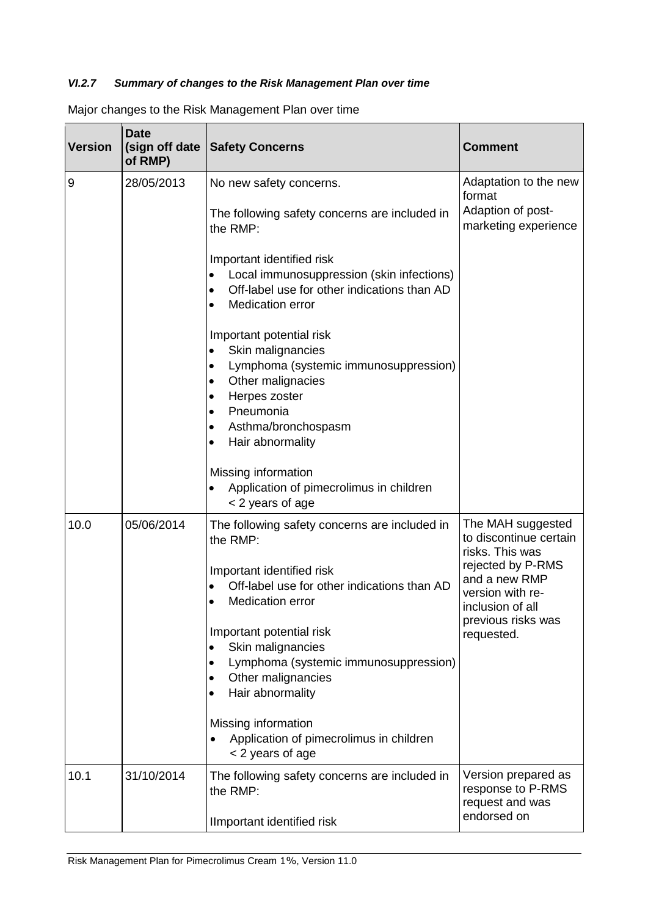#### *VI.2.7 Summary of changes to the Risk Management Plan over time*

Major changes to the Risk Management Plan over time

| Version | Date (sign off date of RMP) | Safety Concerns | Comment |
|---|---|---|---|
| 9 | 28/05/2013 | No new safety concerns.<br><br>The following safety concerns are included in the RMP:<br><br>Important identified risk<br>• Local immunosuppression (skin infections)<br>• Off-label use for other indications than AD<br>• Medication error<br><br>Important potential risk<br>• Skin malignancies<br>• Lymphoma (systemic immunosuppression)<br>• Other malignacies<br>• Herpes zoster<br>• Pneumonia<br>• Asthma/bronchospasm<br>• Hair abnormality<br><br>Missing information<br>• Application of pimecrolimus in children < 2 years of age | Adaptation to the new format<br>Adaption of post-marketing experience |
| 10.0 | 05/06/2014 | The following safety concerns are included in the RMP:<br><br>Important identified risk<br>• Off-label use for other indications than AD<br>• Medication error<br><br>Important potential risk<br>• Skin malignancies<br>• Lymphoma (systemic immunosuppression)<br>• Other malignancies<br>• Hair abnormality<br><br>Missing information<br>• Application of pimecrolimus in children < 2 years of age | The MAH suggested to discontinue certain risks. This was rejected by P-RMS and a new RMP version with re-inclusion of all previous risks was requested. |
| 10.1 | 31/10/2014 | The following safety concerns are included in the RMP:<br><br>IImportant identified risk | Version prepared as response to P-RMS request and was endorsed on |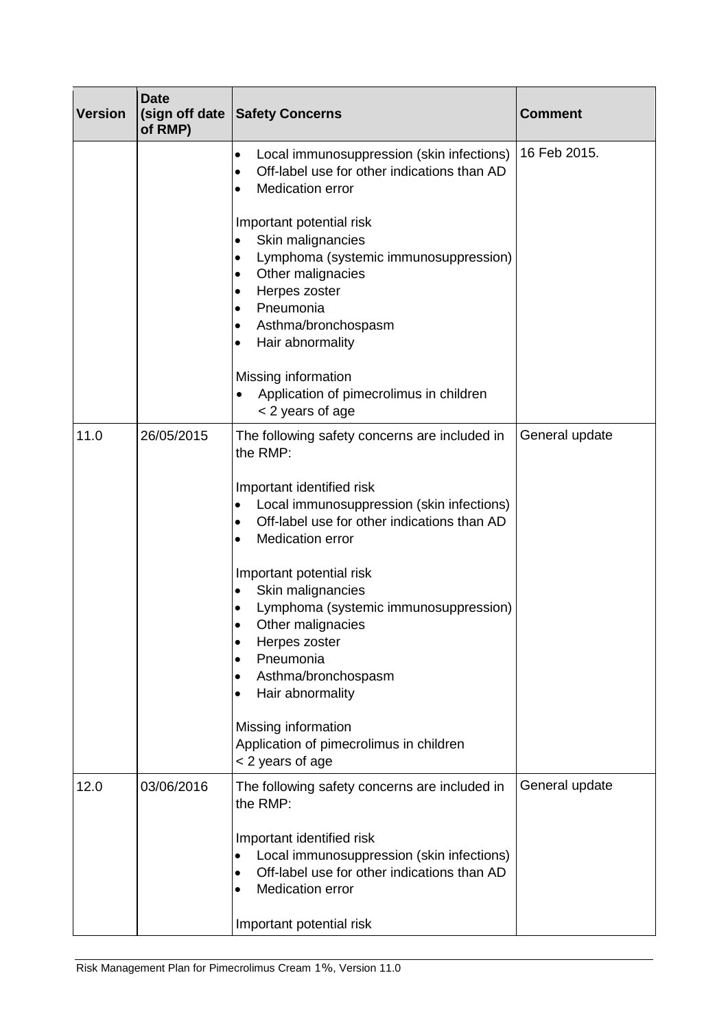| Version | Date (sign off date of RMP) | Safety Concerns | Comment |
|---|---|---|---|
| | | • Local immunosuppression (skin infections)<br>• Off-label use for other indications than AD<br>• Medication error<br><br>Important potential risk<br>• Skin malignancies<br>• Lymphoma (systemic immunosuppression)<br>• Other malignacies<br>• Herpes zoster<br>• Pneumonia<br>• Asthma/bronchospasm<br>• Hair abnormality<br><br>Missing information<br>• Application of pimecrolimus in children < 2 years of age | 16 Feb 2015. |
| 11.0 | 26/05/2015 | The following safety concerns are included in the RMP:<br><br>Important identified risk<br>• Local immunosuppression (skin infections)<br>• Off-label use for other indications than AD<br>• Medication error<br><br>Important potential risk<br>• Skin malignancies<br>• Lymphoma (systemic immunosuppression)<br>• Other malignacies<br>• Herpes zoster<br>• Pneumonia<br>• Asthma/bronchospasm<br>• Hair abnormality<br><br>Missing information<br>Application of pimecrolimus in children < 2 years of age | General update |
| 12.0 | 03/06/2016 | The following safety concerns are included in the RMP:<br><br>Important identified risk<br>• Local immunosuppression (skin infections)<br>• Off-label use for other indications than AD<br>• Medication error<br><br>Important potential risk | General update |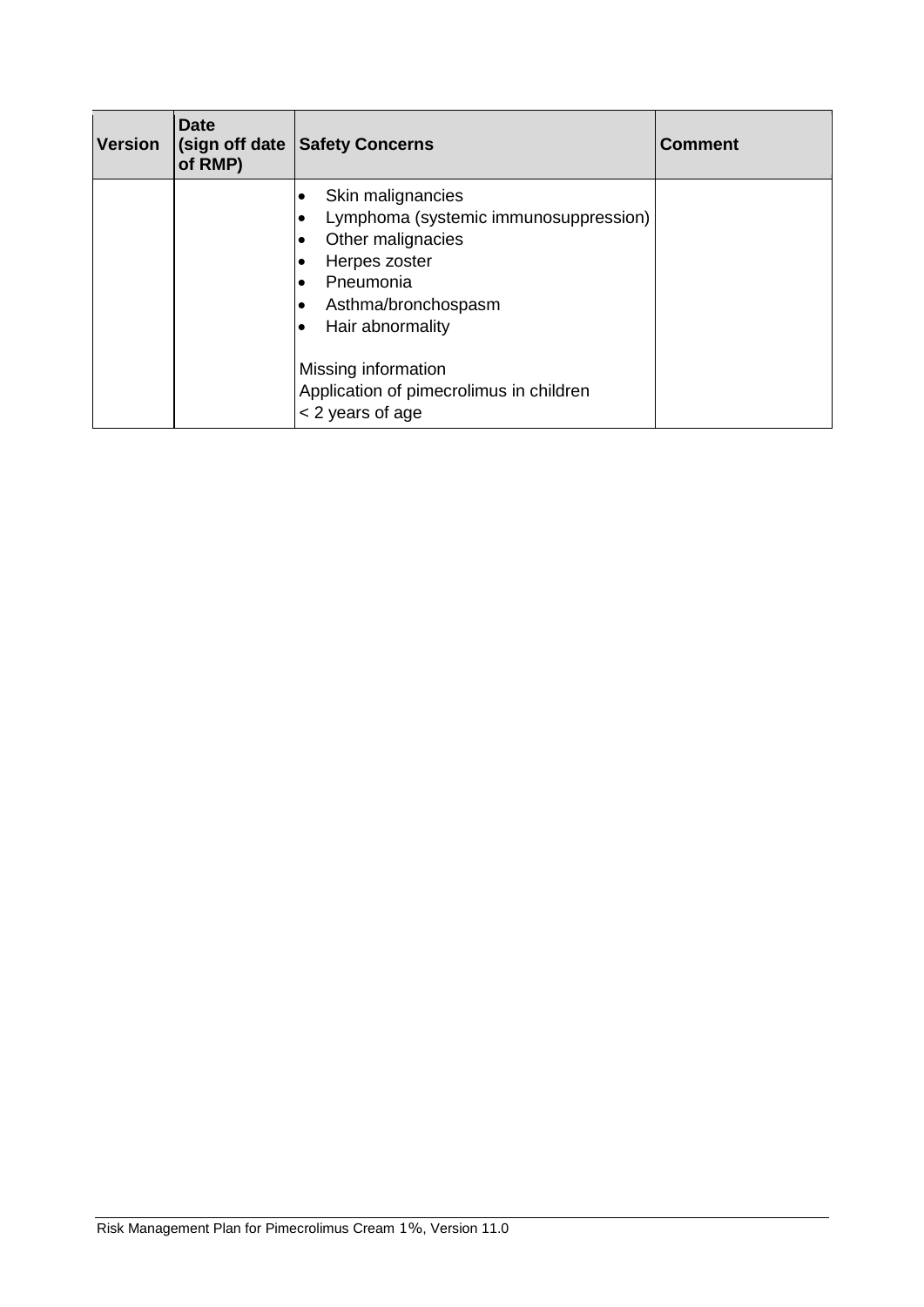| Version | Date (sign off date of RMP) | Safety Concerns | Comment |
|---|---|---|---|
| | | • Skin malignancies<br>• Lymphoma (systemic immunosuppression)<br>• Other malignacies<br>• Herpes zoster<br>• Pneumonia<br>• Asthma/bronchospasm<br>• Hair abnormality<br><br>Missing information<br>Application of pimecrolimus in children < 2 years of age | |